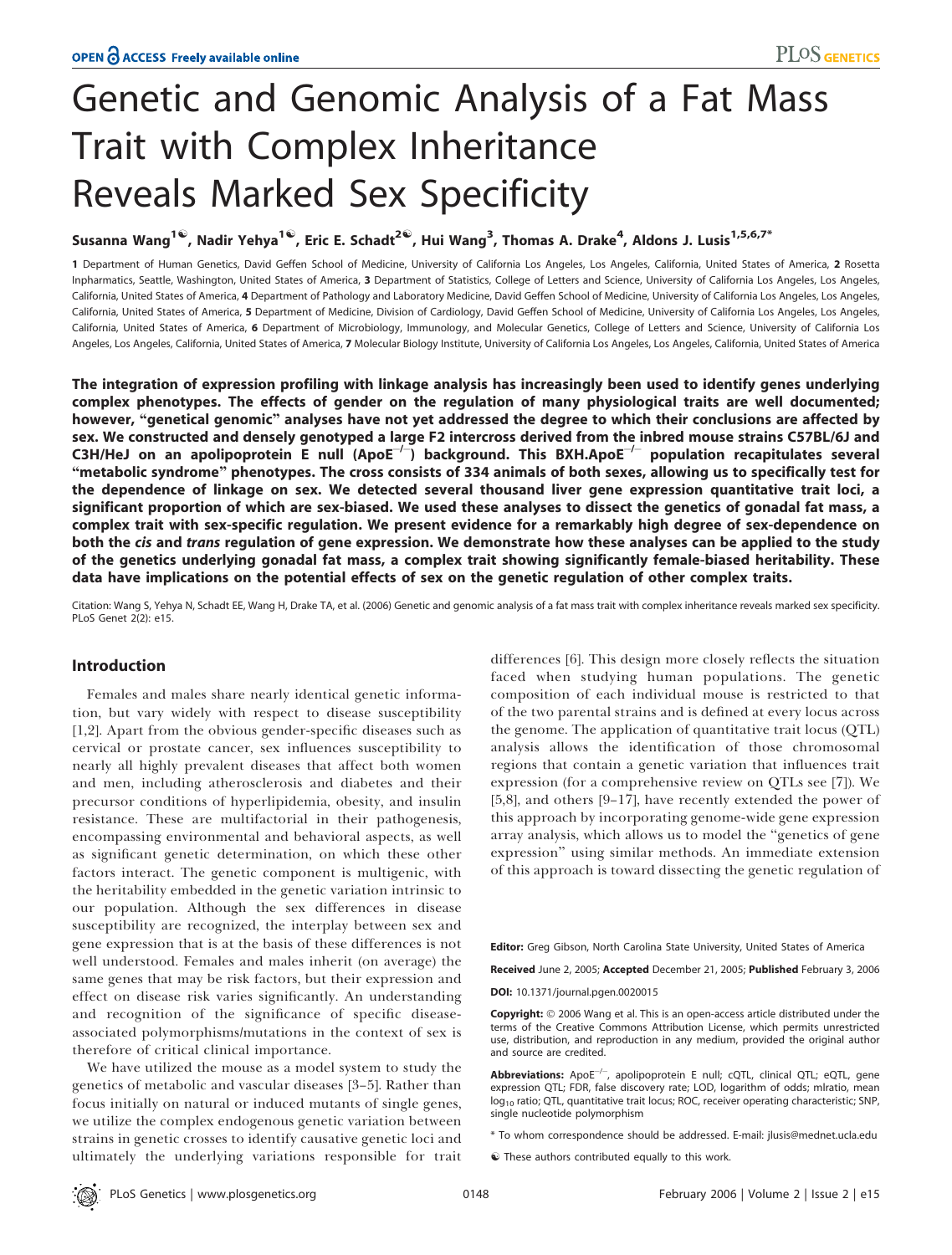# Genetic and Genomic Analysis of a Fat Mass Trait with Complex Inheritance Reveals Marked Sex Specificity

**Susanna Wang[1☯], Nadir Yehya[1☯], Eric E. Schadt[2☯], Hui Wang[3], Thomas A. Drake[4], Aldons J. Lusis[1,5,6,7*]**

1 Department of Human Genetics, David Geffen School of Medicine, University of California Los Angeles, Los Angeles, California, United States of America, 2 Rosetta Inpharmatics, Seattle, Washington, United States of America, 3 Department of Statistics, College of Letters and Science, University of California Los Angeles, Los Angeles, California, United States of America, 4 Department of Pathology and Laboratory Medicine, David Geffen School of Medicine, University of California Los Angeles, Los Angeles, California, United States of America, 5 Department of Medicine, Division of Cardiology, David Geffen School of Medicine, University of California Los Angeles, Los Angeles, California, United States of America, 6 Department of Microbiology, Immunology, and Molecular Genetics, College of Letters and Science, University of California Los Angeles, Los Angeles, California, United States of America, 7 Molecular Biology Institute, University of California Los Angeles, Los Angeles, California, United States of America

**The integration of expression profiling with linkage analysis has increasingly been used to identify genes underlying complex phenotypes. The effects of gender on the regulation of many physiological traits are well documented; however, "genetical genomic" analyses have not yet addressed the degree to which their conclusions are affected by sex. We constructed and densely genotyped a large F2 intercross derived from the inbred mouse strains C57BL/6J and C3H/HeJ on an apolipoprotein E null (ApoE$^{-/-}$) background. This BXH.ApoE$^{-/-}$ population recapitulates several "metabolic syndrome" phenotypes. The cross consists of 334 animals of both sexes, allowing us to specifically test for the dependence of linkage on sex. We detected several thousand liver gene expression quantitative trait loci, a significant proportion of which are sex-biased. We used these analyses to dissect the genetics of gonadal fat mass, a complex trait with sex-specific regulation. We present evidence for a remarkably high degree of sex-dependence on both the *cis* and *trans* regulation of gene expression. We demonstrate how these analyses can be applied to the study of the genetics underlying gonadal fat mass, a complex trait showing significantly female-biased heritability. These data have implications on the potential effects of sex on the genetic regulation of other complex traits.**

Citation: Wang S, Yehya N, Schadt EE, Wang H, Drake TA, et al. (2006) Genetic and genomic analysis of a fat mass trait with complex inheritance reveals marked sex specificity. PLoS Genet 2(2): e15.

## Introduction

Females and males share nearly identical genetic information, but vary widely with respect to disease susceptibility [1,2]. Apart from the obvious gender-specific diseases such as cervical or prostate cancer, sex influences susceptibility to nearly all highly prevalent diseases that affect both women and men, including atherosclerosis and diabetes and their precursor conditions of hyperlipidemia, obesity, and insulin resistance. These are multifactorial in their pathogenesis, encompassing environmental and behavioral aspects, as well as significant genetic determination, on which these other factors interact. The genetic component is multigenic, with the heritability embedded in the genetic variation intrinsic to our population. Although the sex differences in disease susceptibility are recognized, the interplay between sex and gene expression that is at the basis of these differences is not well understood. Females and males inherit (on average) the same genes that may be risk factors, but their expression and effect on disease risk varies significantly. An understanding and recognition of the significance of specific disease-associated polymorphisms/mutations in the context of sex is therefore of critical clinical importance.

We have utilized the mouse as a model system to study the genetics of metabolic and vascular diseases [3–5]. Rather than focus initially on natural or induced mutants of single genes, we utilize the complex endogenous genetic variation between strains in genetic crosses to identify causative genetic loci and ultimately the underlying variations responsible for trait differences [6]. This design more closely reflects the situation faced when studying human populations. The genetic composition of each individual mouse is restricted to that of the two parental strains and is defined at every locus across the genome. The application of quantitative trait locus (QTL) analysis allows the identification of those chromosomal regions that contain a genetic variation that influences trait expression (for a comprehensive review on QTLs see [7]). We [5,8], and others [9–17], have recently extended the power of this approach by incorporating genome-wide gene expression array analysis, which allows us to model the "genetics of gene expression" using similar methods. An immediate extension of this approach is toward dissecting the genetic regulation of

Editor: Greg Gibson, North Carolina State University, United States of America

Received June 2, 2005; Accepted December 21, 2005; Published February 3, 2006

DOI: 10.1371/journal.pgen.0020015

Copyright: © 2006 Wang et al. This is an open-access article distributed under the terms of the Creative Commons Attribution License, which permits unrestricted use, distribution, and reproduction in any medium, provided the original author and source are credited.

Abbreviations: ApoE$^{-/-}$, apolipoprotein E null; cQTL, clinical QTL; eQTL, gene expression QTL; FDR, false discovery rate; LOD, logarithm of odds; mlratio, mean $\log_{10}$ ratio; QTL, quantitative trait locus; ROC, receiver operating characteristic; SNP, single nucleotide polymorphism

\* To whom correspondence should be addressed. E-mail: jlusis@mednet.ucla.edu

☯ These authors contributed equally to this work.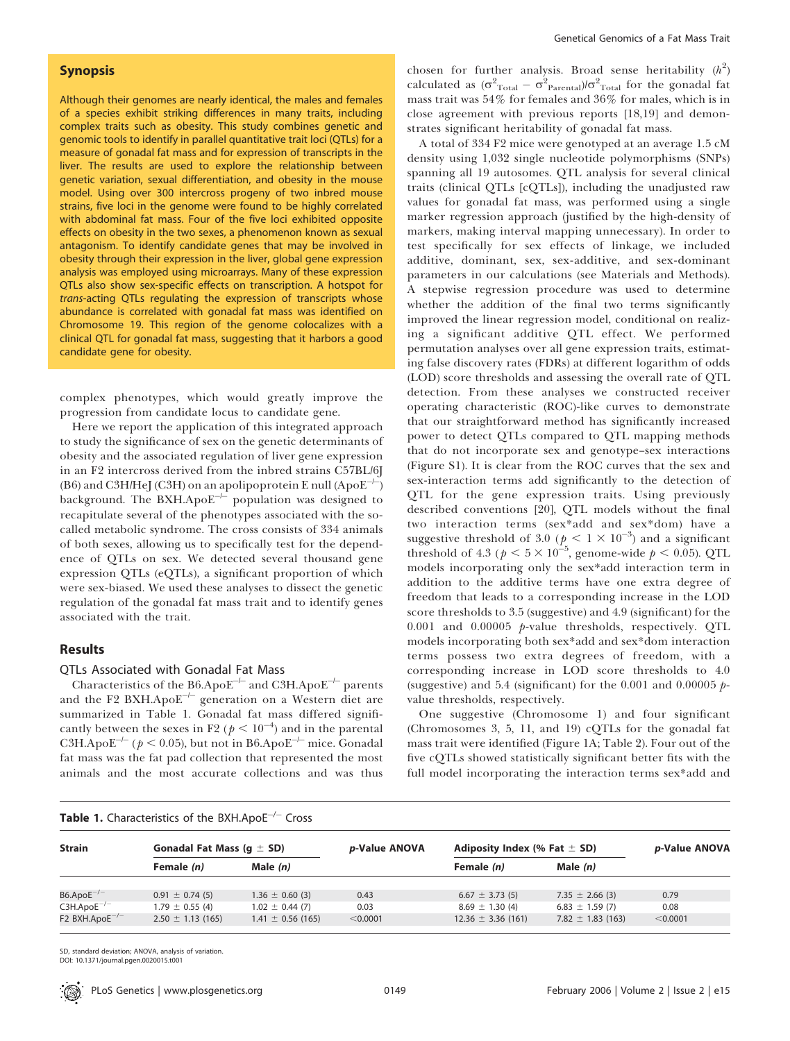## Synopsis

Although their genomes are nearly identical, the males and females of a species exhibit striking differences in many traits, including complex traits such as obesity. This study combines genetic and genomic tools to identify in parallel quantitative trait loci (QTLs) for a measure of gonadal fat mass and for expression of transcripts in the liver. The results are used to explore the relationship between genetic variation, sexual differentiation, and obesity in the mouse model. Using over 300 intercross progeny of two inbred mouse strains, five loci in the genome were found to be highly correlated with abdominal fat mass. Four of the five loci exhibited opposite effects on obesity in the two sexes, a phenomenon known as sexual antagonism. To identify candidate genes that may be involved in obesity through their expression in the liver, global gene expression analysis was employed using microarrays. Many of these expression QTLs also show sex-specific effects on transcription. A hotspot for *trans*-acting QTLs regulating the expression of transcripts whose abundance is correlated with gonadal fat mass was identified on Chromosome 19. This region of the genome colocalizes with a clinical QTL for gonadal fat mass, suggesting that it harbors a good candidate gene for obesity.

complex phenotypes, which would greatly improve the progression from candidate locus to candidate gene.

Here we report the application of this integrated approach to study the significance of sex on the genetic determinants of obesity and the associated regulation of liver gene expression in an F2 intercross derived from the inbred strains C57BL/6J (B6) and C3H/HeJ (C3H) on an apolipoprotein E null (ApoE$^{-/-}$) background. The BXH.ApoE$^{-/-}$ population was designed to recapitulate several of the phenotypes associated with the so-called metabolic syndrome. The cross consists of 334 animals of both sexes, allowing us to specifically test for the dependence of QTLs on sex. We detected several thousand gene expression QTLs (eQTLs), a significant proportion of which were sex-biased. We used these analyses to dissect the genetic regulation of the gonadal fat mass trait and to identify genes associated with the trait.

## Results

### QTLs Associated with Gonadal Fat Mass

Characteristics of the B6.ApoE$^{-/-}$ and C3H.ApoE$^{-/-}$ parents and the F2 BXH.ApoE$^{-/-}$ generation on a Western diet are summarized in Table 1. Gonadal fat mass differed significantly between the sexes in F2 ($p < 10^{-4}$) and in the parental C3H.ApoE$^{-/-}$ ($p < 0.05$), but not in B6.ApoE$^{-/-}$ mice. Gonadal fat mass was the fat pad collection that represented the most animals and the most accurate collections and was thus chosen for further analysis. Broad sense heritability ($h^2$) calculated as $(\sigma^2_{\text{Total}} - \sigma^2_{\text{Parental}})/\sigma^2_{\text{Total}}$ for the gonadal fat mass trait was 54% for females and 36% for males, which is in close agreement with previous reports [18,19] and demonstrates significant heritability of gonadal fat mass.

A total of 334 F2 mice were genotyped at an average 1.5 cM density using 1,032 single nucleotide polymorphisms (SNPs) spanning all 19 autosomes. QTL analysis for several clinical traits (clinical QTLs [cQTLs]), including the unadjusted raw values for gonadal fat mass, was performed using a single marker regression approach (justified by the high-density of markers, making interval mapping unnecessary). In order to test specifically for sex effects of linkage, we included additive, dominant, sex, sex-additive, and sex-dominant parameters in our calculations (see Materials and Methods). A stepwise regression procedure was used to determine whether the addition of the final two terms significantly improved the linear regression model, conditional on realizing a significant additive QTL effect. We performed permutation analyses over all gene expression traits, estimating false discovery rates (FDRs) at different logarithm of odds (LOD) score thresholds and assessing the overall rate of QTL detection. From these analyses we constructed receiver operating characteristic (ROC)-like curves to demonstrate that our straightforward method has significantly increased power to detect QTLs compared to QTL mapping methods that do not incorporate sex and genotype–sex interactions (Figure S1). It is clear from the ROC curves that the sex and sex-interaction terms add significantly to the detection of QTL for the gene expression traits. Using previously described conventions [20], QTL models without the final two interaction terms (sex*add and sex*dom) have a suggestive threshold of 3.0 ($p < 1 \times 10^{-3}$) and a significant threshold of 4.3 ($p < 5 \times 10^{-5}$, genome-wide $p < 0.05$). QTL models incorporating only the sex*add interaction term in addition to the additive terms have one extra degree of freedom that leads to a corresponding increase in the LOD score thresholds to 3.5 (suggestive) and 4.9 (significant) for the 0.001 and 0.00005 $p$-value thresholds, respectively. QTL models incorporating both sex*add and sex*dom interaction terms possess two extra degrees of freedom, with a corresponding increase in LOD score thresholds to 4.0 (suggestive) and 5.4 (significant) for the 0.001 and 0.00005 $p$-value thresholds, respectively.

One suggestive (Chromosome 1) and four significant (Chromosomes 3, 5, 11, and 19) cQTLs for the gonadal fat mass trait were identified (Figure 1A; Table 2). Four out of the five cQTLs showed statistically significant better fits with the full model incorporating the interaction terms sex*add and

**Table 1.** Characteristics of the BXH.ApoE$^{-/-}$ Cross

| Strain | Gonadal Fat Mass (g ± SD) | | *p*-Value ANOVA | Adiposity Index (% Fat ± SD) | | *p*-Value ANOVA |
|---|---|---|---|---|---|---|
| | Female (*n*) | Male (*n*) | | Female (*n*) | Male (*n*) | |
| B6.ApoE$^{-/-}$ | 0.91 ± 0.74 (5) | 1.36 ± 0.60 (3) | 0.43 | 6.67 ± 3.73 (5) | 7.35 ± 2.66 (3) | 0.79 |
| C3H.ApoE$^{-/-}$ | 1.79 ± 0.55 (4) | 1.02 ± 0.44 (7) | 0.03 | 8.69 ± 1.30 (4) | 6.83 ± 1.59 (7) | 0.08 |
| F2 BXH.ApoE$^{-/-}$ | 2.50 ± 1.13 (165) | 1.41 ± 0.56 (165) | <0.0001 | 12.36 ± 3.36 (161) | 7.82 ± 1.83 (163) | <0.0001 |

SD, standard deviation; ANOVA, analysis of variation.
DOI: 10.1371/journal.pgen.0020015.t001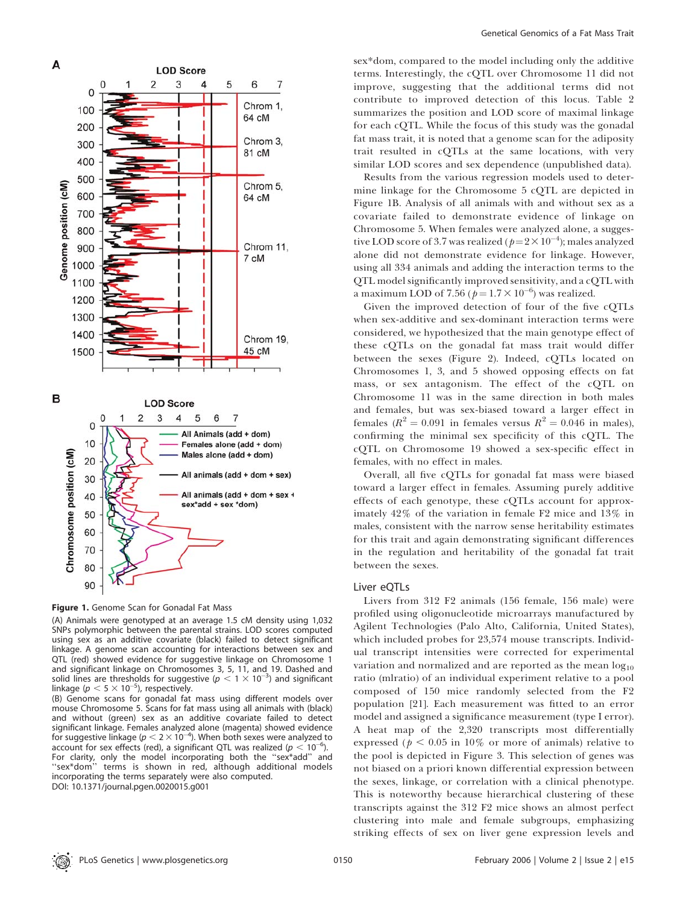Figure 1. Genome Scan for Gonadal Fat Mass

(A) Animals were genotyped at an average 1.5 cM density using 1,032 SNPs polymorphic between the parental strains. LOD scores computed using sex as an additive covariate (black) failed to detect significant linkage. A genome scan accounting for interactions between sex and QTL (red) showed evidence for suggestive linkage on Chromosome 1 and significant linkage on Chromosomes 3, 5, 11, and 19. Dashed and solid lines are thresholds for suggestive ($p < 1 \times 10^{-3}$) and significant linkage ($p < 5 \times 10^{-5}$), respectively.

(B) Genome scans for gonadal fat mass using different models over mouse Chromosome 5. Scans for fat mass using all animals with (black) and without (green) sex as an additive covariate failed to detect significant linkage. Females analyzed alone (magenta) showed evidence for suggestive linkage ($p < 2 \times 10^{-4}$). When both sexes were analyzed to account for sex effects (red), a significant QTL was realized ($p < 10^{-6}$). For clarity, only the model incorporating both the "sex*add" and "sex*dom" terms is shown in red, although additional models incorporating the terms separately were also computed.

DOI: 10.1371/journal.pgen.0020015.g001

sex*dom, compared to the model including only the additive terms. Interestingly, the cQTL over Chromosome 11 did not improve, suggesting that the additional terms did not contribute to improved detection of this locus. Table 2 summarizes the position and LOD score of maximal linkage for each cQTL. While the focus of this study was the gonadal fat mass trait, it is noted that a genome scan for the adiposity trait resulted in cQTLs at the same locations, with very similar LOD scores and sex dependence (unpublished data).

Results from the various regression models used to determine linkage for the Chromosome 5 cQTL are depicted in Figure 1B. Analysis of all animals with and without sex as a covariate failed to demonstrate evidence of linkage on Chromosome 5. When females were analyzed alone, a suggestive LOD score of 3.7 was realized ($p = 2 \times 10^{-4}$); males analyzed alone did not demonstrate evidence for linkage. However, using all 334 animals and adding the interaction terms to the QTL model significantly improved sensitivity, and a cQTL with a maximum LOD of 7.56 ($p = 1.7 \times 10^{-6}$) was realized.

Given the improved detection of four of the five cQTLs when sex-additive and sex-dominant interaction terms were considered, we hypothesized that the main genotype effect of these cQTLs on the gonadal fat mass trait would differ between the sexes (Figure 2). Indeed, cQTLs located on Chromosomes 1, 3, and 5 showed opposing effects on fat mass, or sex antagonism. The effect of the cQTL on Chromosome 11 was in the same direction in both males and females, but was sex-biased toward a larger effect in females ($R^2 = 0.091$ in females versus $R^2 = 0.046$ in males), confirming the minimal sex specificity of this cQTL. The cQTL on Chromosome 19 showed a sex-specific effect in females, with no effect in males.

Overall, all five cQTLs for gonadal fat mass were biased toward a larger effect in females. Assuming purely additive effects of each genotype, these cQTLs account for approximately 42% of the variation in female F2 mice and 13% in males, consistent with the narrow sense heritability estimates for this trait and again demonstrating significant differences in the regulation and heritability of the gonadal fat trait between the sexes.

## Liver eQTLs

Livers from 312 F2 animals (156 female, 156 male) were profiled using oligonucleotide microarrays manufactured by Agilent Technologies (Palo Alto, California, United States), which included probes for 23,574 mouse transcripts. Individual transcript intensities were corrected for experimental variation and normalized and are reported as the mean $\log_{10}$ ratio (mlratio) of an individual experiment relative to a pool composed of 150 mice randomly selected from the F2 population [21]. Each measurement was fitted to an error model and assigned a significance measurement (type I error). A heat map of the 2,320 transcripts most differentially expressed ($p < 0.05$ in 10% or more of animals) relative to the pool is depicted in Figure 3. This selection of genes was not biased on a priori known differential expression between the sexes, linkage, or correlation with a clinical phenotype. This is noteworthy because hierarchical clustering of these transcripts against the 312 F2 mice shows an almost perfect clustering into male and female subgroups, emphasizing striking effects of sex on liver gene expression levels and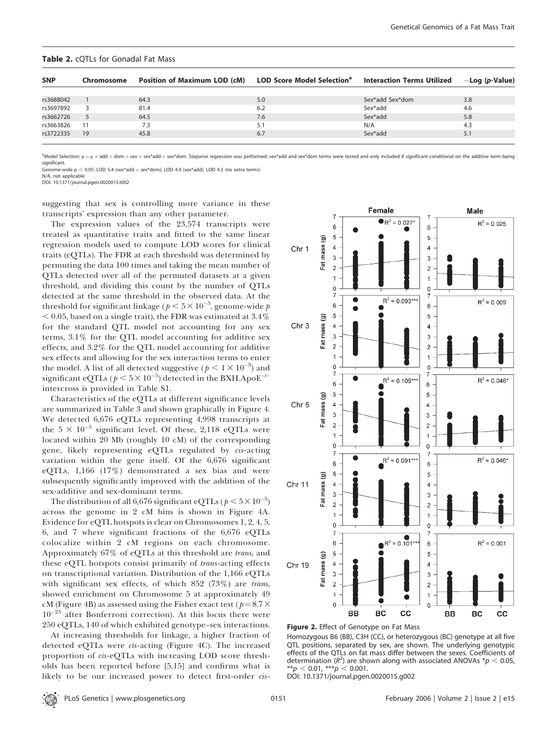**Table 2.** cQTLs for Gonadal Fat Mass

| SNP | Chromosome | Position of Maximum LOD (cM) | LOD Score Model Selection[a] | Interaction Terms Utilized | −Log (p-Value) |
|---|---|---|---|---|---|
| rs3688042 | 1 | 64.3 | 5.0 | Sex*add Sex*dom | 3.8 |
| rs3697892 | 3 | 81.4 | 6.2 | Sex*add | 4.6 |
| rs3662726 | 5 | 64.5 | 7.6 | Sex*add | 5.8 |
| rs3663826 | 11 | 7.3 | 5.1 | N/A | 4.3 |
| rs3722335 | 19 | 45.8 | 6.7 | Sex*add | 5.1 |

[a]Model Selection: y = μ + add + dom + sex + sex*add + sex*dom. Stepwise regression was performed; sex*add and sex*dom terms were tested and only included if significant conditional on the additive term being significant.

Genome-wide $p < 0.05$: LOD 5.4 (sex*add + sex*dom); LOD 4.9 (sex*add); LOD 4.3 (no extra terms).

N/A, not applicable.

DOI: 10.1371/journal.pgen.0020015.t002

suggesting that sex is controlling more variance in these transcripts' expression than any other parameter.

The expression values of the 23,574 transcripts were treated as quantitative traits and fitted to the same linear regression models used to compute LOD scores for clinical traits (eQTLs). The FDR at each threshold was determined by permuting the data 100 times and taking the mean number of QTLs detected over all of the permuted datasets at a given threshold, and dividing this count by the number of QTLs detected at the same threshold in the observed data. At the threshold for significant linkage ($p < 5 \times 10^{-5}$, genome-wide $p < 0.05$, based on a single trait), the FDR was estimated at 3.4% for the standard QTL model not accounting for any sex terms, 3.1% for the QTL model accounting for additive sex effects, and 3.2% for the QTL model accounting for additive sex effects and allowing for the sex interaction terms to enter the model. A list of all detected suggestive ($p < 1 \times 10^{-3}$) and significant eQTLs ($p < 5 \times 10^{-5}$) detected in the BXH.ApoE$^{-/-}$ intercross is provided in Table S1.

Characteristics of the eQTLs at different significance levels are summarized in Table 3 and shown graphically in Figure 4. We detected 6,676 eQTLs representing 4,998 transcripts at the $5 \times 10^{-5}$ significant level. Of these, 2,118 eQTLs were located within 20 Mb (roughly 10 cM) of the corresponding gene, likely representing eQTLs regulated by *cis*-acting variation within the gene itself. Of the 6,676 significant eQTLs, 1,166 (17%) demonstrated a sex bias and were subsequently significantly improved with the addition of the sex-additive and sex-dominant terms.

The distribution of all 6,676 significant eQTLs ($p < 5 \times 10^{-5}$) across the genome in 2 cM bins is shown in Figure 4A. Evidence for eQTL hotspots is clear on Chromosomes 1, 2, 4, 5, 6, and 7 where significant fractions of the 6,676 eQTLs colocalize within 2 cM regions on each chromosome. Approximately 67% of eQTLs at this threshold are *trans*, and these eQTL hotspots consist primarily of *trans*-acting effects on transcriptional variation. Distribution of the 1,166 eQTLs with significant sex effects, of which 852 (73%) are *trans*, showed enrichment on Chromosome 5 at approximately 49 cM (Figure 4B) as assessed using the Fisher exact test ($p = 8.7 \times 10^{-25}$ after Bonferroni correction). At this locus there were 250 eQTLs, 140 of which exhibited genotype–sex interactions.

At increasing thresholds for linkage, a higher fraction of detected eQTLs were *cis*-acting (Figure 4C). The increased proportion of *cis*-eQTLs with increasing LOD score thresholds has been reported before [5,15] and confirms what is likely to be our increased power to detect first-order *cis*-

**Figure 2.** Effect of Genotype on Fat Mass

Homozygous B6 (BB), C3H (CC), or heterozygous (BC) genotype at all five QTL positions, separated by sex, are shown. The underlying genotypic effects of the QTLs on fat mass differ between the sexes. Coefficients of determination ($R^2$) are shown along with associated ANOVAs *$p < 0.05$, **$p < 0.01$, ***$p < 0.001$.

DOI: 10.1371/journal.pgen.0020015.g002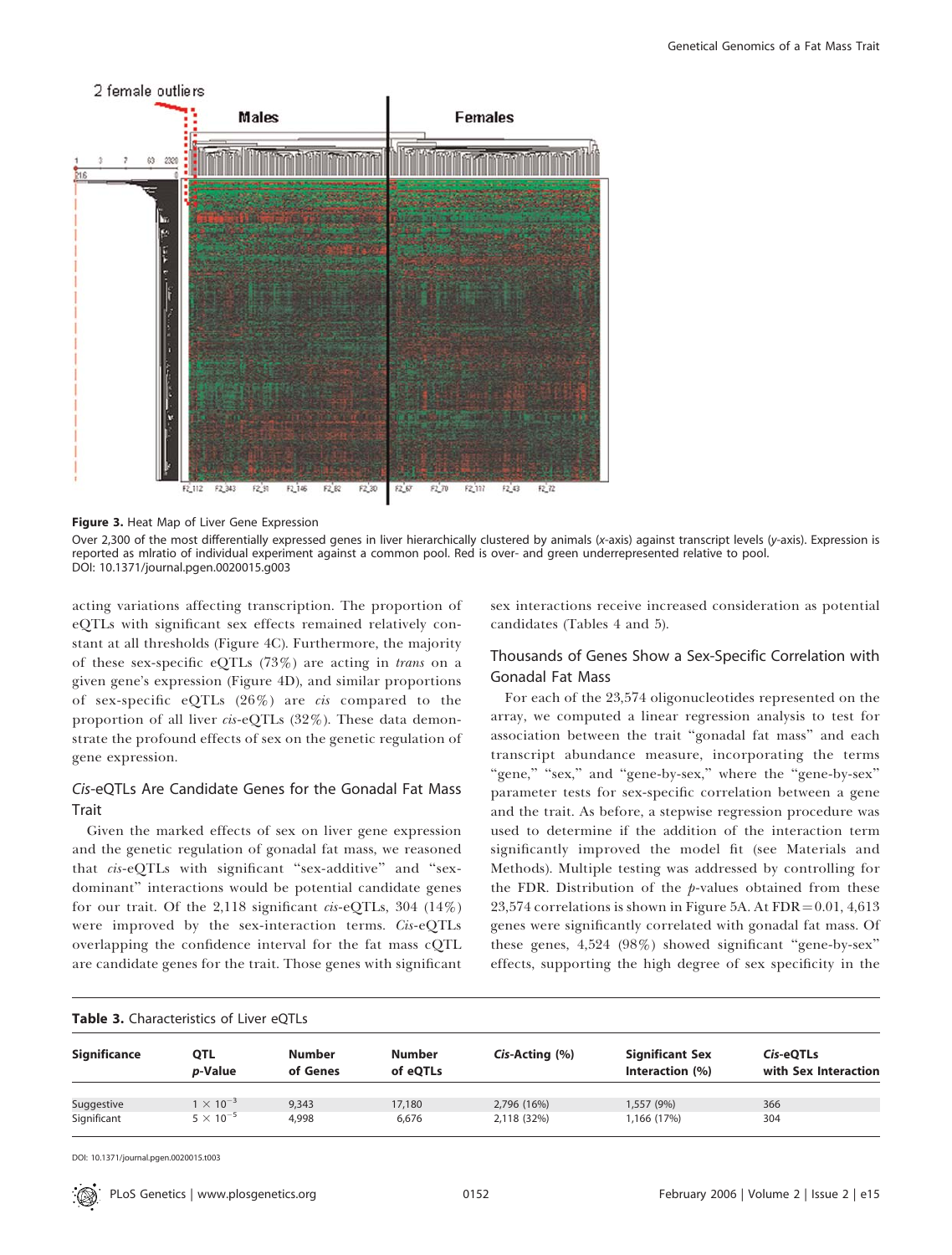**Figure 3.** Heat Map of Liver Gene Expression

Over 2,300 of the most differentially expressed genes in liver hierarchically clustered by animals (*x*-axis) against transcript levels (*y*-axis). Expression is reported as mlratio of individual experiment against a common pool. Red is over- and green underrepresented relative to pool.
DOI: 10.1371/journal.pgen.0020015.g003

acting variations affecting transcription. The proportion of eQTLs with significant sex effects remained relatively constant at all thresholds (Figure 4C). Furthermore, the majority of these sex-specific eQTLs (73%) are acting in *trans* on a given gene's expression (Figure 4D), and similar proportions of sex-specific eQTLs (26%) are *cis* compared to the proportion of all liver *cis*-eQTLs (32%). These data demonstrate the profound effects of sex on the genetic regulation of gene expression.

## *Cis*-eQTLs Are Candidate Genes for the Gonadal Fat Mass Trait

Given the marked effects of sex on liver gene expression and the genetic regulation of gonadal fat mass, we reasoned that *cis*-eQTLs with significant "sex-additive" and "sex-dominant" interactions would be potential candidate genes for our trait. Of the 2,118 significant *cis*-eQTLs, 304 (14%) were improved by the sex-interaction terms. *Cis*-eQTLs overlapping the confidence interval for the fat mass cQTL are candidate genes for the trait. Those genes with significant sex interactions receive increased consideration as potential candidates (Tables 4 and 5).

## Thousands of Genes Show a Sex-Specific Correlation with Gonadal Fat Mass

For each of the 23,574 oligonucleotides represented on the array, we computed a linear regression analysis to test for association between the trait "gonadal fat mass" and each transcript abundance measure, incorporating the terms "gene," "sex," and "gene-by-sex," where the "gene-by-sex" parameter tests for sex-specific correlation between a gene and the trait. As before, a stepwise regression procedure was used to determine if the addition of the interaction term significantly improved the model fit (see Materials and Methods). Multiple testing was addressed by controlling for the FDR. Distribution of the *p*-values obtained from these 23,574 correlations is shown in Figure 5A. At FDR = 0.01, 4,613 genes were significantly correlated with gonadal fat mass. Of these genes, 4,524 (98%) showed significant "gene-by-sex" effects, supporting the high degree of sex specificity in the

**Table 3.** Characteristics of Liver eQTLs

| Significance | QTL *p*-Value | Number of Genes | Number of eQTLs | *Cis*-Acting (%) | Significant Sex Interaction (%) | *Cis*-eQTLs with Sex Interaction |
|---|---|---|---|---|---|---|
| Suggestive | $1 \times 10^{-3}$ | 9,343 | 17,180 | 2,796 (16%) | 1,557 (9%) | 366 |
| Significant | $5 \times 10^{-5}$ | 4,998 | 6,676 | 2,118 (32%) | 1,166 (17%) | 304 |

DOI: 10.1371/journal.pgen.0020015.t003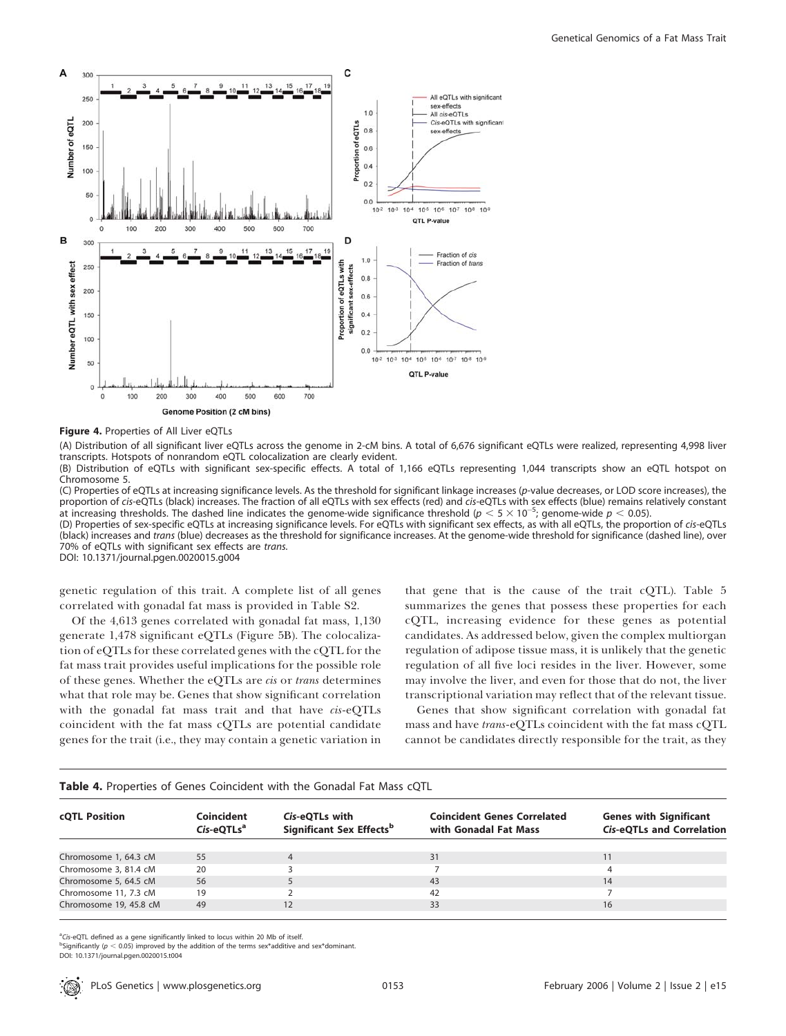**Figure 4.** Properties of All Liver eQTLs

(A) Distribution of all significant liver eQTLs across the genome in 2-cM bins. A total of 6,676 significant eQTLs were realized, representing 4,998 liver transcripts. Hotspots of nonrandom eQTL colocalization are clearly evident.

(B) Distribution of eQTLs with significant sex-specific effects. A total of 1,166 eQTLs representing 1,044 transcripts show an eQTL hotspot on Chromosome 5.

(C) Properties of eQTLs at increasing significance levels. As the threshold for significant linkage increases (*p*-value decreases, or LOD score increases), the proportion of *cis*-eQTLs (black) increases. The fraction of all eQTLs with sex effects (red) and *cis*-eQTLs with sex effects (blue) remains relatively constant at increasing thresholds. The dashed line indicates the genome-wide significance threshold ($p < 5 \times 10^{-5}$; genome-wide $p < 0.05$).

(D) Properties of sex-specific eQTLs at increasing significance levels. For eQTLs with significant sex effects, as with all eQTLs, the proportion of *cis*-eQTLs (black) increases and *trans* (blue) decreases as the threshold for significance increases. At the genome-wide threshold for significance (dashed line), over 70% of eQTLs with significant sex effects are *trans*.

DOI: 10.1371/journal.pgen.0020015.g004

genetic regulation of this trait. A complete list of all genes correlated with gonadal fat mass is provided in Table S2.

Of the 4,613 genes correlated with gonadal fat mass, 1,130 generate 1,478 significant eQTLs (Figure 5B). The colocalization of eQTLs for these correlated genes with the cQTL for the fat mass trait provides useful implications for the possible role of these genes. Whether the eQTLs are *cis* or *trans* determines what that role may be. Genes that show significant correlation with the gonadal fat mass trait and that have *cis*-eQTLs coincident with the fat mass cQTLs are potential candidate genes for the trait (i.e., they may contain a genetic variation in that gene that is the cause of the trait cQTL). Table 5 summarizes the genes that possess these properties for each cQTL, increasing evidence for these genes as potential candidates. As addressed below, given the complex multiorgan regulation of adipose tissue mass, it is unlikely that the genetic regulation of all five loci resides in the liver. However, some may involve the liver, and even for those that do not, the liver transcriptional variation may reflect that of the relevant tissue.

Genes that show significant correlation with gonadal fat mass and have *trans*-eQTLs coincident with the fat mass cQTL cannot be candidates directly responsible for the trait, as they

**Table 4.** Properties of Genes Coincident with the Gonadal Fat Mass cQTL

| cQTL Position | Coincident *Cis*-eQTLs[a] | *Cis*-eQTLs with Significant Sex Effects[b] | Coincident Genes Correlated with Gonadal Fat Mass | Genes with Significant *Cis*-eQTLs and Correlation |
|---|---|---|---|---|
| Chromosome 1, 64.3 cM | 55 | 4 | 31 | 11 |
| Chromosome 3, 81.4 cM | 20 | 3 | 7 | 4 |
| Chromosome 5, 64.5 cM | 56 | 5 | 43 | 14 |
| Chromosome 11, 7.3 cM | 19 | 2 | 42 | 7 |
| Chromosome 19, 45.8 cM | 49 | 12 | 33 | 16 |

[a] *Cis*-eQTL defined as a gene significantly linked to locus within 20 Mb of itself.

[b] Significantly ($p < 0.05$) improved by the addition of the terms sex*additive and sex*dominant.

DOI: 10.1371/journal.pgen.0020015.t004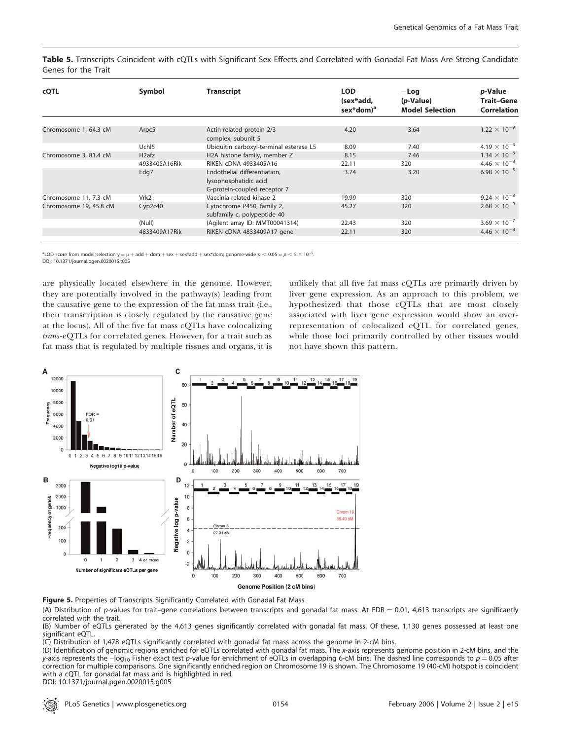**Table 5.** Transcripts Coincident with cQTLs with Significant Sex Effects and Correlated with Gonadal Fat Mass Are Strong Candidate Genes for the Trait

| cQTL | Symbol | Transcript | LOD (sex*add, sex*dom)[a] | −Log (p-Value) Model Selection | p-Value Trait–Gene Correlation |
|---|---|---|---|---|---|
| Chromosome 1, 64.3 cM | Arpc5 | Actin-related protein 2/3 complex, subunit 5 | 4.20 | 3.64 | $1.22 \times 10^{-9}$ |
| | Uchl5 | Ubiquitin carboxyl-terminal esterase L5 | 8.09 | 7.40 | $4.19 \times 10^{-4}$ |
| Chromosome 3, 81.4 cM | H2afz | H2A histone family, member Z | 8.15 | 7.46 | $1.34 \times 10^{-6}$ |
| | 4933405A16Rik | RIKEN cDNA 4933405A16 | 22.11 | 320 | $4.46 \times 10^{-8}$ |
| | Edg7 | Endothelial differentiation, lysophosphatidic acid G-protein-coupled receptor 7 | 3.74 | 3.20 | $6.98 \times 10^{-5}$ |
| Chromosome 11, 7.3 cM | Vrk2 | Vaccinia-related kinase 2 | 19.99 | 320 | $9.24 \times 10^{-8}$ |
| Chromosome 19, 45.8 cM | Cyp2c40 | Cytochrome P450, family 2, subfamily c, polypeptide 40 | 45.27 | 320 | $2.68 \times 10^{-9}$ |
| | (Null) | (Agilent array ID: MMT00041314) | 22.43 | 320 | $3.69 \times 10^{-7}$ |
| | 4833409A17Rik | RIKEN cDNA 4833409A17 gene | 22.11 | 320 | $4.46 \times 10^{-8}$ |

[a]LOD score from model selection $y = \mu + \text{add} + \text{dom} + \text{sex} + \text{sex*add} + \text{sex*dom}$; genome-wide $p < 0.05 = p < 5 \times 10^{-5}$.

DOI: 10.1371/journal.pgen.0020015.t005

are physically located elsewhere in the genome. However, they are potentially involved in the pathway(s) leading from the causative gene to the expression of the fat mass trait (i.e., their transcription is closely regulated by the causative gene at the locus). All of the five fat mass cQTLs have colocalizing *trans*-eQTLs for correlated genes. However, for a trait such as fat mass that is regulated by multiple tissues and organs, it is unlikely that all five fat mass cQTLs are primarily driven by liver gene expression. As an approach to this problem, we hypothesized that those cQTLs that are most closely associated with liver gene expression would show an over-representation of colocalized eQTL for correlated genes, while those loci primarily controlled by other tissues would not have shown this pattern.

**Figure 5.** Properties of Transcripts Significantly Correlated with Gonadal Fat Mass

(A) Distribution of p-values for trait–gene correlations between transcripts and gonadal fat mass. At FDR = 0.01, 4,613 transcripts are significantly correlated with the trait.

(B) Number of eQTLs generated by the 4,613 genes significantly correlated with gonadal fat mass. Of these, 1,130 genes possessed at least one significant eQTL.

(C) Distribution of 1,478 eQTLs significantly correlated with gonadal fat mass across the genome in 2-cM bins.

(D) Identification of genomic regions enriched for eQTLs correlated with gonadal fat mass. The x-axis represents genome position in 2-cM bins, and the y-axis represents the $-\log_{10}$ Fisher exact test p-value for enrichment of eQTLs in overlapping 6-cM bins. The dashed line corresponds to $p = 0.05$ after correction for multiple comparisons. One significantly enriched region on Chromosome 19 is shown. The Chromosome 19 (40-cM) hotspot is coincident with a cQTL for gonadal fat mass and is highlighted in red.

DOI: 10.1371/journal.pgen.0020015.g005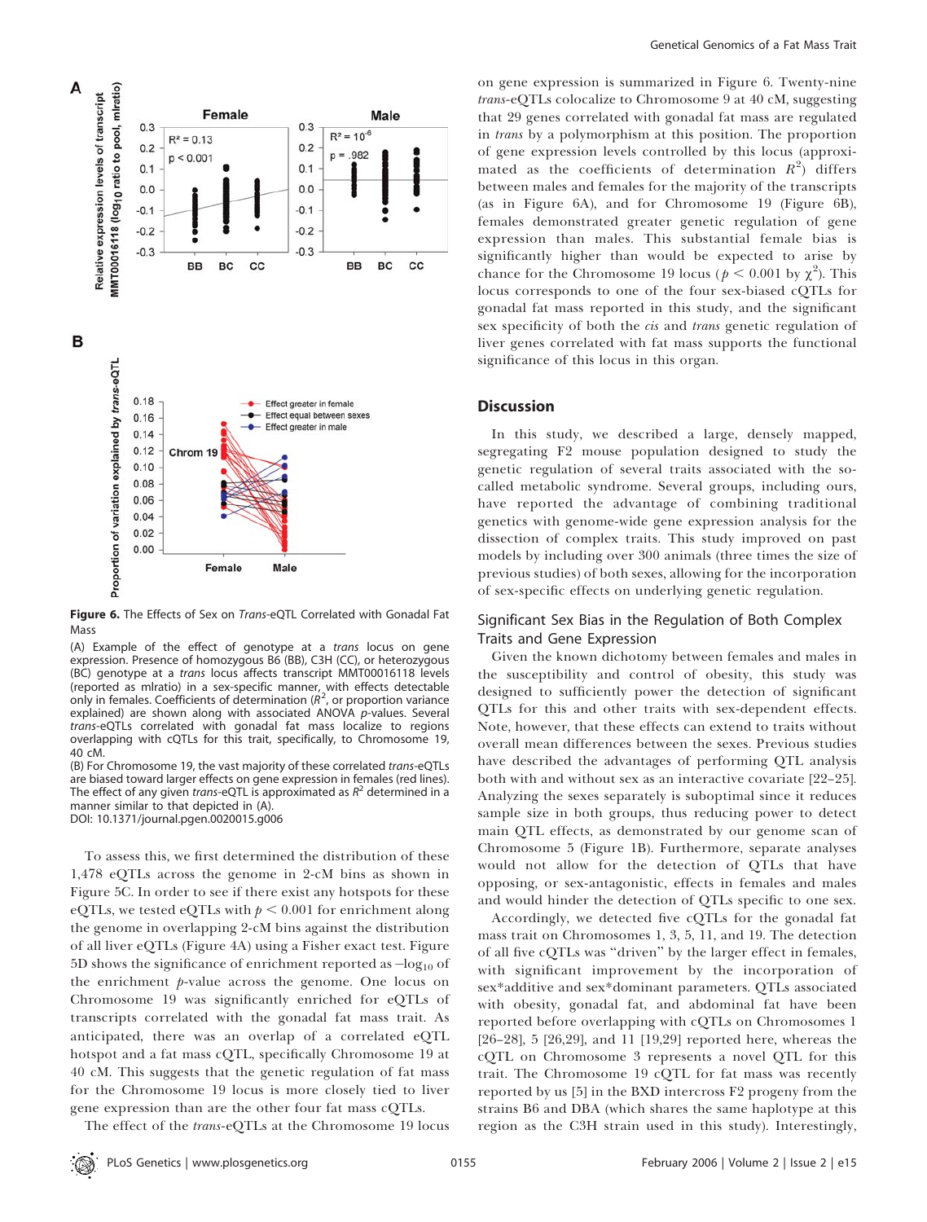**Figure 6.** The Effects of Sex on *Trans*-eQTL Correlated with Gonadal Fat Mass

(A) Example of the effect of genotype at a *trans* locus on gene expression. Presence of homozygous B6 (BB), C3H (CC), or heterozygous (BC) genotype at a *trans* locus affects transcript MMT00016118 levels (reported as mlratio) in a sex-specific manner, with effects detectable only in females. Coefficients of determination ($R^2$, or proportion variance explained) are shown along with associated ANOVA *p*-values. Several *trans*-eQTLs correlated with gonadal fat mass localize to regions overlapping with cQTLs for this trait, specifically, to Chromosome 19, 40 cM.

(B) For Chromosome 19, the vast majority of these correlated *trans*-eQTLs are biased toward larger effects on gene expression in females (red lines). The effect of any given *trans*-eQTL is approximated as $R^2$ determined in a manner similar to that depicted in (A).

DOI: 10.1371/journal.pgen.0020015.g006

To assess this, we first determined the distribution of these 1,478 eQTLs across the genome in 2-cM bins as shown in Figure 5C. In order to see if there exist any hotspots for these eQTLs, we tested eQTLs with $p < 0.001$ for enrichment along the genome in overlapping 2-cM bins against the distribution of all liver eQTLs (Figure 4A) using a Fisher exact test. Figure 5D shows the significance of enrichment reported as $-\log_{10}$ of the enrichment *p*-value across the genome. One locus on Chromosome 19 was significantly enriched for eQTLs of transcripts correlated with the gonadal fat mass trait. As anticipated, there was an overlap of a correlated eQTL hotspot and a fat mass cQTL, specifically Chromosome 19 at 40 cM. This suggests that the genetic regulation of fat mass for the Chromosome 19 locus is more closely tied to liver gene expression than are the other four fat mass cQTLs.

The effect of the *trans*-eQTLs at the Chromosome 19 locus on gene expression is summarized in Figure 6. Twenty-nine *trans*-eQTLs colocalize to Chromosome 9 at 40 cM, suggesting that 29 genes correlated with gonadal fat mass are regulated in *trans* by a polymorphism at this position. The proportion of gene expression levels controlled by this locus (approximated as the coefficients of determination $R^2$) differs between males and females for the majority of the transcripts (as in Figure 6A), and for Chromosome 19 (Figure 6B), females demonstrated greater genetic regulation of gene expression than males. This substantial female bias is significantly higher than would be expected to arise by chance for the Chromosome 19 locus ($p < 0.001$ by $\chi^2$). This locus corresponds to one of the four sex-biased cQTLs for gonadal fat mass reported in this study, and the significant sex specificity of both the *cis* and *trans* genetic regulation of liver genes correlated with fat mass supports the functional significance of this locus in this organ.

## Discussion

In this study, we described a large, densely mapped, segregating F2 mouse population designed to study the genetic regulation of several traits associated with the so-called metabolic syndrome. Several groups, including ours, have reported the advantage of combining traditional genetics with genome-wide gene expression analysis for the dissection of complex traits. This study improved on past models by including over 300 animals (three times the size of previous studies) of both sexes, allowing for the incorporation of sex-specific effects on underlying genetic regulation.

### Significant Sex Bias in the Regulation of Both Complex Traits and Gene Expression

Given the known dichotomy between females and males in the susceptibility and control of obesity, this study was designed to sufficiently power the detection of significant QTLs for this and other traits with sex-dependent effects. Note, however, that these effects can extend to traits without overall mean differences between the sexes. Previous studies have described the advantages of performing QTL analysis both with and without sex as an interactive covariate [22–25]. Analyzing the sexes separately is suboptimal since it reduces sample size in both groups, thus reducing power to detect main QTL effects, as demonstrated by our genome scan of Chromosome 5 (Figure 1B). Furthermore, separate analyses would not allow for the detection of QTLs that have opposing, or sex-antagonistic, effects in females and males and would hinder the detection of QTLs specific to one sex.

Accordingly, we detected five cQTLs for the gonadal fat mass trait on Chromosomes 1, 3, 5, 11, and 19. The detection of all five cQTLs was "driven" by the larger effect in females, with significant improvement by the incorporation of sex*additive and sex*dominant parameters. QTLs associated with obesity, gonadal fat, and abdominal fat have been reported before overlapping with cQTLs on Chromosomes 1 [26–28], 5 [26,29], and 11 [19,29] reported here, whereas the cQTL on Chromosome 3 represents a novel QTL for this trait. The Chromosome 19 cQTL for fat mass was recently reported by us [5] in the BXD intercross F2 progeny from the strains B6 and DBA (which shares the same haplotype at this region as the C3H strain used in this study). Interestingly,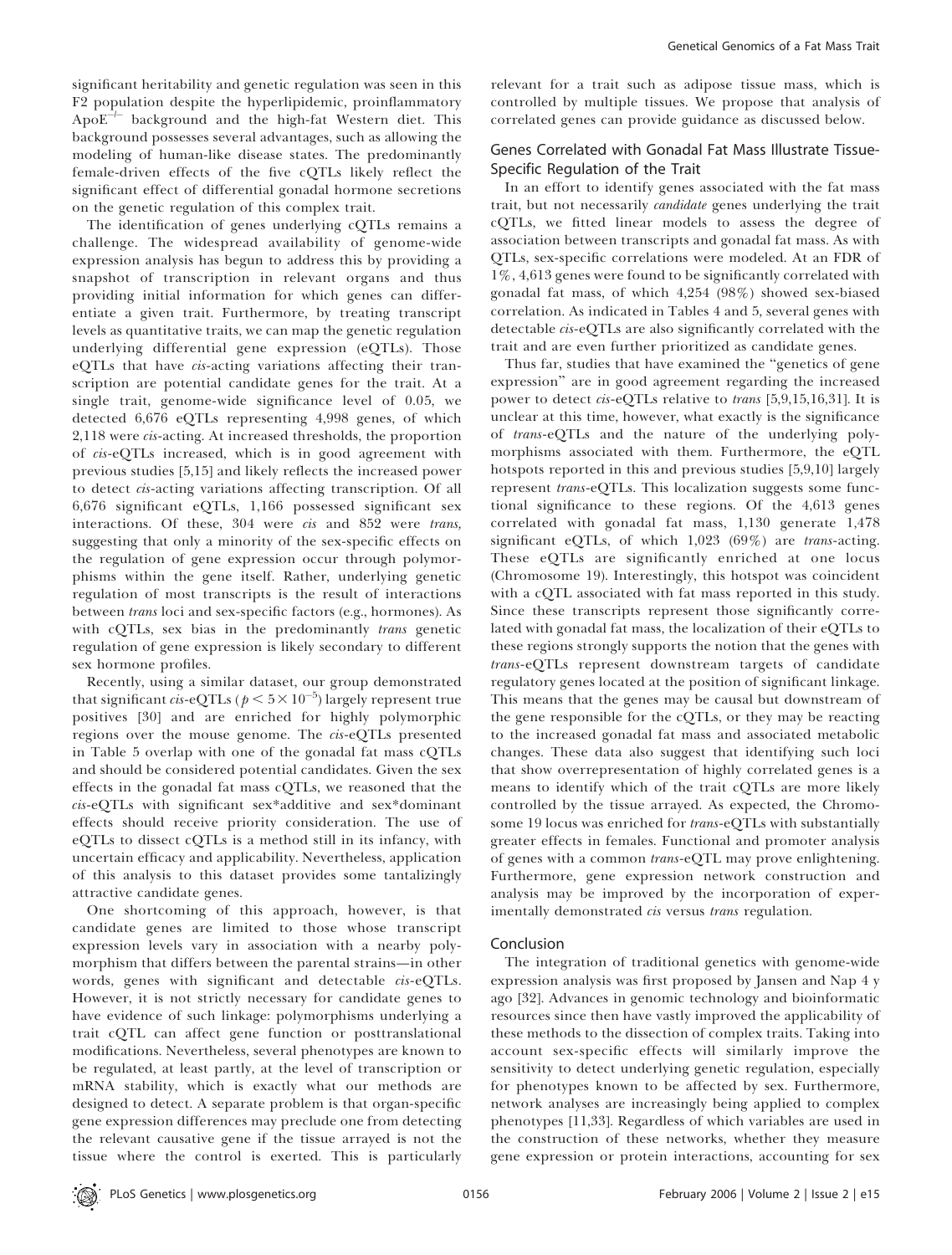significant heritability and genetic regulation was seen in this F2 population despite the hyperlipidemic, proinflammatory $ApoE^{-/-}$ background and the high-fat Western diet. This background possesses several advantages, such as allowing the modeling of human-like disease states. The predominantly female-driven effects of the five cQTLs likely reflect the significant effect of differential gonadal hormone secretions on the genetic regulation of this complex trait.

The identification of genes underlying cQTLs remains a challenge. The widespread availability of genome-wide expression analysis has begun to address this by providing a snapshot of transcription in relevant organs and thus providing initial information for which genes can differentiate a given trait. Furthermore, by treating transcript levels as quantitative traits, we can map the genetic regulation underlying differential gene expression (eQTLs). Those eQTLs that have *cis*-acting variations affecting their transcription are potential candidate genes for the trait. At a single trait, genome-wide significance level of 0.05, we detected 6,676 eQTLs representing 4,998 genes, of which 2,118 were *cis*-acting. At increased thresholds, the proportion of *cis*-eQTLs increased, which is in good agreement with previous studies [5,15] and likely reflects the increased power to detect *cis*-acting variations affecting transcription. Of all 6,676 significant eQTLs, 1,166 possessed significant sex interactions. Of these, 304 were *cis* and 852 were *trans*, suggesting that only a minority of the sex-specific effects on the regulation of gene expression occur through polymorphisms within the gene itself. Rather, underlying genetic regulation of most transcripts is the result of interactions between *trans* loci and sex-specific factors (e.g., hormones). As with cQTLs, sex bias in the predominantly *trans* genetic regulation of gene expression is likely secondary to different sex hormone profiles.

Recently, using a similar dataset, our group demonstrated that significant *cis*-eQTLs ($p < 5 \times 10^{-5}$) largely represent true positives [30] and are enriched for highly polymorphic regions over the mouse genome. The *cis*-eQTLs presented in Table 5 overlap with one of the gonadal fat mass cQTLs and should be considered potential candidates. Given the sex effects in the gonadal fat mass cQTLs, we reasoned that the *cis*-eQTLs with significant sex*additive and sex*dominant effects should receive priority consideration. The use of eQTLs to dissect cQTLs is a method still in its infancy, with uncertain efficacy and applicability. Nevertheless, application of this analysis to this dataset provides some tantalizingly attractive candidate genes.

One shortcoming of this approach, however, is that candidate genes are limited to those whose transcript expression levels vary in association with a nearby polymorphism that differs between the parental strains—in other words, genes with significant and detectable *cis*-eQTLs. However, it is not strictly necessary for candidate genes to have evidence of such linkage: polymorphisms underlying a trait cQTL can affect gene function or posttranslational modifications. Nevertheless, several phenotypes are known to be regulated, at least partly, at the level of transcription or mRNA stability, which is exactly what our methods are designed to detect. A separate problem is that organ-specific gene expression differences may preclude one from detecting the relevant causative gene if the tissue arrayed is not the tissue where the control is exerted. This is particularly relevant for a trait such as adipose tissue mass, which is controlled by multiple tissues. We propose that analysis of correlated genes can provide guidance as discussed below.

## Genes Correlated with Gonadal Fat Mass Illustrate Tissue-Specific Regulation of the Trait

In an effort to identify genes associated with the fat mass trait, but not necessarily *candidate* genes underlying the trait cQTLs, we fitted linear models to assess the degree of association between transcripts and gonadal fat mass. As with QTLs, sex-specific correlations were modeled. At an FDR of 1%, 4,613 genes were found to be significantly correlated with gonadal fat mass, of which 4,254 (98%) showed sex-biased correlation. As indicated in Tables 4 and 5, several genes with detectable *cis*-eQTLs are also significantly correlated with the trait and are even further prioritized as candidate genes.

Thus far, studies that have examined the "genetics of gene expression" are in good agreement regarding the increased power to detect *cis*-eQTLs relative to *trans* [5,9,15,16,31]. It is unclear at this time, however, what exactly is the significance of *trans*-eQTLs and the nature of the underlying polymorphisms associated with them. Furthermore, the eQTL hotspots reported in this and previous studies [5,9,10] largely represent *trans*-eQTLs. This localization suggests some functional significance to these regions. Of the 4,613 genes correlated with gonadal fat mass, 1,130 generate 1,478 significant eQTLs, of which 1,023 (69%) are *trans*-acting. These eQTLs are significantly enriched at one locus (Chromosome 19). Interestingly, this hotspot was coincident with a cQTL associated with fat mass reported in this study. Since these transcripts represent those significantly correlated with gonadal fat mass, the localization of their eQTLs to these regions strongly supports the notion that the genes with *trans*-eQTLs represent downstream targets of candidate regulatory genes located at the position of significant linkage. This means that the genes may be causal but downstream of the gene responsible for the cQTLs, or they may be reacting to the increased gonadal fat mass and associated metabolic changes. These data also suggest that identifying such loci that show overrepresentation of highly correlated genes is a means to identify which of the trait cQTLs are more likely controlled by the tissue arrayed. As expected, the Chromosome 19 locus was enriched for *trans*-eQTLs with substantially greater effects in females. Functional and promoter analysis of genes with a common *trans*-eQTL may prove enlightening. Furthermore, gene expression network construction and analysis may be improved by the incorporation of experimentally demonstrated *cis* versus *trans* regulation.

## Conclusion

The integration of traditional genetics with genome-wide expression analysis was first proposed by Jansen and Nap 4 y ago [32]. Advances in genomic technology and bioinformatic resources since then have vastly improved the applicability of these methods to the dissection of complex traits. Taking into account sex-specific effects will similarly improve the sensitivity to detect underlying genetic regulation, especially for phenotypes known to be affected by sex. Furthermore, network analyses are increasingly being applied to complex phenotypes [11,33]. Regardless of which variables are used in the construction of these networks, whether they measure gene expression or protein interactions, accounting for sex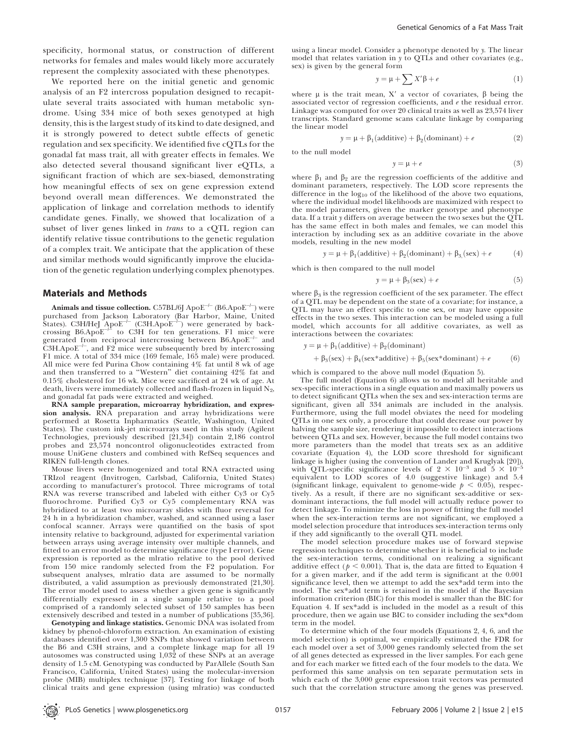specificity, hormonal status, or construction of different networks for females and males would likely more accurately represent the complexity associated with these phenotypes.

We reported here on the initial genetic and genomic analysis of an F2 intercross population designed to recapitulate several traits associated with human metabolic syndrome. Using 334 mice of both sexes genotyped at high density, this is the largest study of its kind to date designed, and it is strongly powered to detect subtle effects of genetic regulation and sex specificity. We identified five cQTLs for the gonadal fat mass trait, all with greater effects in females. We also detected several thousand significant liver eQTLs, a significant fraction of which are sex-biased, demonstrating how meaningful effects of sex on gene expression extend beyond overall mean differences. We demonstrated the application of linkage and correlation methods to identify candidate genes. Finally, we showed that localization of a subset of liver genes linked in *trans* to a cQTL region can identify relative tissue contributions to the genetic regulation of a complex trait. We anticipate that the application of these and similar methods would significantly improve the elucidation of the genetic regulation underlying complex phenotypes.

## Materials and Methods

**Animals and tissue collection.** C57BL/6J ApoE$^{-/-}$ (B6.ApoE$^{-/-}$) were purchased from Jackson Laboratory (Bar Harbor, Maine, United States). C3H/HeJ ApoE$^{-/-}$ (C3H.ApoE$^{-/-}$) were generated by backcrossing B6.ApoE$^{-/-}$ to C3H for ten generations. F1 mice were generated from reciprocal intercrossing between B6.ApoE$^{-/-}$ and C3H.ApoE$^{-/-}$, and F2 mice were subsequently bred by intercrossing F1 mice. A total of 334 mice (169 female, 165 male) were produced. All mice were fed Purina Chow containing 4% fat until 8 wk of age and then transferred to a "Western" diet containing 42% fat and 0.15% cholesterol for 16 wk. Mice were sacrificed at 24 wk of age. At death, livers were immediately collected and flash-frozen in liquid $N_2$, and gonadal fat pads were extracted and weighed.

**RNA sample preparation, microarray hybridization, and expression analysis.** RNA preparation and array hybridizations were performed at Rosetta Inpharmatics (Seattle, Washington, United States). The custom ink-jet microarrays used in this study (Agilent Technologies, previously described [21,34]) contain 2,186 control probes and 23,574 noncontrol oligonucleotides extracted from mouse UniGene clusters and combined with RefSeq sequences and RIKEN full-length clones.

Mouse livers were homogenized and total RNA extracted using TRIzol reagent (Invitrogen, Carlsbad, California, United States) according to manufacturer's protocol. Three micrograms of total RNA was reverse transcribed and labeled with either Cy3 or Cy5 fluorochrome. Purified Cy3 or Cy5 complementary RNA was hybridized to at least two microarray slides with fluor reversal for 24 h in a hybridization chamber, washed, and scanned using a laser confocal scanner. Arrays were quantified on the basis of spot intensity relative to background, adjusted for experimental variation between arrays using average intensity over multiple channels, and fitted to an error model to determine significance (type I error). Gene expression is reported as the mlratio relative to the pool derived from 150 mice randomly selected from the F2 population. For subsequent analyses, mlratio data are assumed to be normally distributed, a valid assumption as previously demonstrated [21,30]. The error model used to assess whether a given gene is significantly differentially expressed in a single sample relative to a pool comprised of a randomly selected subset of 150 samples has been extensively described and tested in a number of publications [35,36].

**Genotyping and linkage statistics.** Genomic DNA was isolated from kidney by phenol-chloroform extraction. An examination of existing databases identified over 1,300 SNPs that showed variation between the B6 and C3H strains, and a complete linkage map for all 19 autosomes was constructed using 1,032 of these SNPs at an average density of 1.5 cM. Genotyping was conducted by ParAllele (South San Francisco, California, United States) using the molecular-inversion probe (MIB) multiplex technique [37]. Testing for linkage of both clinical traits and gene expression (using mlratio) was conducted using a linear model. Consider a phenotype denoted by *y*. The linear model that relates variation in *y* to QTLs and other covariates (e.g., sex) is given by the general form

$$y = \mu + \sum X'\beta + e \tag{1}$$

where $\mu$ is the trait mean, X′ a vector of covariates, $\beta$ being the associated vector of regression coefficients, and *e* the residual error. Linkage was computed for over 20 clinical traits as well as 23,574 liver transcripts. Standard genome scans calculate linkage by comparing the linear model

$$y = \mu + \beta_1(\text{additive}) + \beta_2(\text{dominant}) + e \tag{2}$$

to the null model

$$y = \mu + e \tag{3}$$

where $\beta_1$ and $\beta_2$ are the regression coefficients of the additive and dominant parameters, respectively. The LOD score represents the difference in the $\log_{10}$ of the likelihood of the above two equations, where the individual model likelihoods are maximized with respect to the model parameters, given the marker genotype and phenotype data. If a trait *y* differs on average between the two sexes but the QTL has the same effect in both males and females, we can model this interaction by including sex as an additive covariate in the above models, resulting in the new model

$$y = \mu + \beta_1(\text{additive}) + \beta_2(\text{dominant}) + \beta_3(\text{sex}) + e \tag{4}$$

which is then compared to the null model

$$y = \mu + \beta_3(\text{sex}) + e \tag{5}$$

where $\beta_3$ is the regression coefficient of the sex parameter. The effect of a QTL may be dependent on the state of a covariate; for instance, a QTL may have an effect specific to one sex, or may have opposite effects in the two sexes. This interaction can be modeled using a full model, which accounts for all additive covariates, as well as interactions between the covariates:

$$\begin{aligned} y = \mu &+ \beta_1(\text{additive}) + \beta_2(\text{dominant}) \\ &+ \beta_3(\text{sex}) + \beta_4(\text{sex*additive}) + \beta_5(\text{sex*dominant}) + e \end{aligned} \tag{6}$$

which is compared to the above null model (Equation 5).

The full model (Equation 6) allows us to model all heritable and sex-specific interactions in a single equation and maximally powers us to detect significant QTLs when the sex and sex-interaction terms are significant, given all 334 animals are included in the analysis. Furthermore, using the full model obviates the need for modeling QTLs in one sex only, a procedure that could decrease our power by halving the sample size, rendering it impossible to detect interactions between QTLs and sex. However, because the full model contains two more parameters than the model that treats sex as an additive covariate (Equation 4), the LOD score threshold for significant linkage is higher (using the convention of Lander and Kruglyak [20]), with QTL-specific significance levels of $2 \times 10^{-3}$ and $5 \times 10^{-5}$ equivalent to LOD scores of 4.0 (suggestive linkage) and 5.4 (significant linkage, equivalent to genome-wide $p < 0.05$), respectively. As a result, if there are no significant sex-additive or sex-dominant interactions, the full model will actually reduce power to detect linkage. To minimize the loss in power of fitting the full model when the sex-interaction terms are not significant, we employed a model selection procedure that introduces sex-interaction terms only if they add significantly to the overall QTL model.

The model selection procedure makes use of forward stepwise regression techniques to determine whether it is beneficial to include the sex-interaction terms, conditional on realizing a significant additive effect ($p < 0.001$). That is, the data are fitted to Equation 4 for a given marker, and if the add term is significant at the 0.001 significance level, then we attempt to add the sex*add term into the model. The sex*add term is retained in the model if the Bayesian information criterion (BIC) for this model is smaller than the BIC for Equation 4. If sex*add is included in the model as a result of this procedure, then we again use BIC to consider including the sex*dom term in the model.

To determine which of the four models (Equations 2, 4, 6, and the model selection) is optimal, we empirically estimated the FDR for each model over a set of 3,000 genes randomly selected from the set of all genes detected as expressed in the liver samples. For each gene and for each marker we fitted each of the four models to the data. We performed this same analysis on ten separate permutation sets in which each of the 3,000 gene expression trait vectors was permuted such that the correlation structure among the genes was preserved.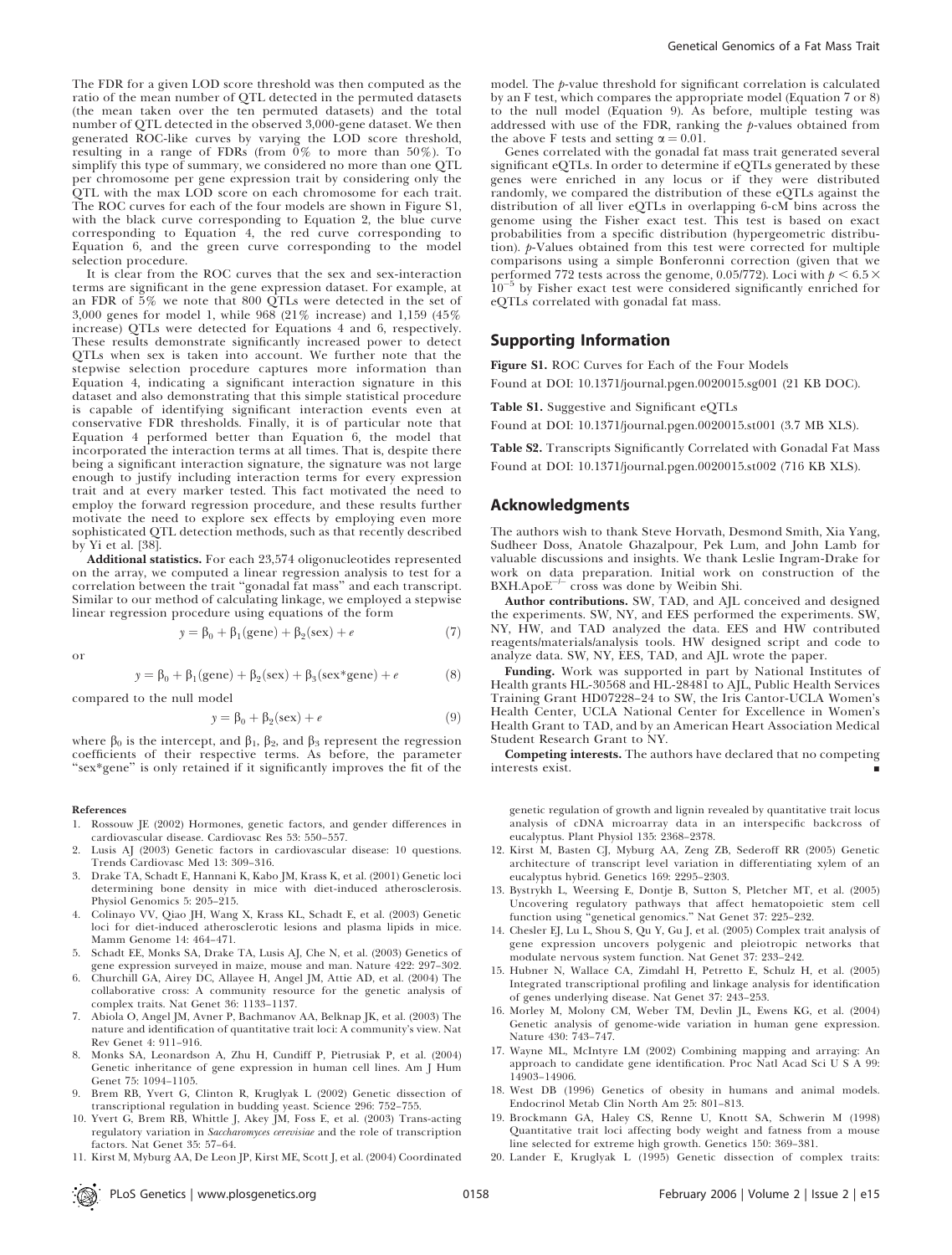The FDR for a given LOD score threshold was then computed as the ratio of the mean number of QTL detected in the permuted datasets (the mean taken over the ten permuted datasets) and the total number of QTL detected in the observed 3,000-gene dataset. We then generated ROC-like curves by varying the LOD score threshold, resulting in a range of FDRs (from 0% to more than 50%). To simplify this type of summary, we considered no more than one QTL per chromosome per gene expression trait by considering only the QTL with the max LOD score on each chromosome for each trait. The ROC curves for each of the four models are shown in Figure S1, with the black curve corresponding to Equation 2, the blue curve corresponding to Equation 4, the red curve corresponding to Equation 6, and the green curve corresponding to the model selection procedure.

It is clear from the ROC curves that the sex and sex-interaction terms are significant in the gene expression dataset. For example, at an FDR of 5% we note that 800 QTLs were detected in the set of 3,000 genes for model 1, while 968 (21% increase) and 1,159 (45% increase) QTLs were detected for Equations 4 and 6, respectively. These results demonstrate significantly increased power to detect QTLs when sex is taken into account. We further note that the stepwise selection procedure captures more information than Equation 4, indicating a significant interaction signature in this dataset and also demonstrating that this simple statistical procedure is capable of identifying significant interaction events even at conservative FDR thresholds. Finally, it is of particular note that Equation 4 performed better than Equation 6, the model that incorporated the interaction terms at all times. That is, despite there being a significant interaction signature, the signature was not large enough to justify including interaction terms for every expression trait and at every marker tested. This fact motivated the need to employ the forward regression procedure, and these results further motivate the need to explore sex effects by employing even more sophisticated QTL detection methods, such as that recently described by Yi et al. [38].

**Additional statistics.** For each 23,574 oligonucleotides represented on the array, we computed a linear regression analysis to test for a correlation between the trait "gonadal fat mass" and each transcript. Similar to our method of calculating linkage, we employed a stepwise linear regression procedure using equations of the form

$$y = \beta_0 + \beta_1(\text{gene}) + \beta_2(\text{sex}) + e \tag{7}$$

or

$$y = \beta_0 + \beta_1(\text{gene}) + \beta_2(\text{sex}) + \beta_3(\text{sex*gene}) + e \tag{8}$$

compared to the null model

$$y = \beta_0 + \beta_2(\text{sex}) + e \tag{9}$$

where $\beta_0$ is the intercept, and $\beta_1$, $\beta_2$, and $\beta_3$ represent the regression coefficients of their respective terms. As before, the parameter "sex*gene" is only retained if it significantly improves the fit of the model. The *p*-value threshold for significant correlation is calculated by an F test, which compares the appropriate model (Equation 7 or 8) to the null model (Equation 9). As before, multiple testing was addressed with use of the FDR, ranking the *p*-values obtained from the above F tests and setting $\alpha = 0.01$.

Genes correlated with the gonadal fat mass trait generated several significant eQTLs. In order to determine if eQTLs generated by these genes were enriched in any locus or if they were distributed randomly, we compared the distribution of these eQTLs against the distribution of all liver eQTLs in overlapping 6-cM bins across the genome using the Fisher exact test. This test is based on exact probabilities from a specific distribution (hypergeometric distribution). *p*-Values obtained from this test were corrected for multiple comparisons using a simple Bonferonni correction (given that we performed 772 tests across the genome, 0.05/772). Loci with $p < 6.5 \times 10^{-5}$ by Fisher exact test were considered significantly enriched for eQTLs correlated with gonadal fat mass.

## Supporting Information

**Figure S1.** ROC Curves for Each of the Four Models

Found at DOI: 10.1371/journal.pgen.0020015.sg001 (21 KB DOC).

**Table S1.** Suggestive and Significant eQTLs

Found at DOI: 10.1371/journal.pgen.0020015.st001 (3.7 MB XLS).

**Table S2.** Transcripts Significantly Correlated with Gonadal Fat Mass

Found at DOI: 10.1371/journal.pgen.0020015.st002 (716 KB XLS).

## Acknowledgments

The authors wish to thank Steve Horvath, Desmond Smith, Xia Yang, Sudheer Doss, Anatole Ghazalpour, Pek Lum, and John Lamb for valuable discussions and insights. We thank Leslie Ingram-Drake for work on data preparation. Initial work on construction of the BXH.ApoE$^{-/-}$ cross was done by Weibin Shi.

**Author contributions.** SW, TAD, and AJL conceived and designed the experiments. SW, NY, and EES performed the experiments. SW, NY, HW, and TAD analyzed the data. EES and HW contributed reagents/materials/analysis tools. HW designed script and code to analyze data. SW, NY, EES, TAD, and AJL wrote the paper.

**Funding.** Work was supported in part by National Institutes of Health grants HL-30568 and HL-28481 to AJL, Public Health Services Training Grant HD07228–24 to SW, the Iris Cantor-UCLA Women's Health Center, UCLA National Center for Excellence in Women's Health Grant to TAD, and by an American Heart Association Medical Student Research Grant to NY.

**Competing interests.** The authors have declared that no competing interests exist.

## References

1. Rossouw JE (2002) Hormones, genetic factors, and gender differences in cardiovascular disease. Cardiovasc Res 53: 550–557.
2. Lusis AJ (2003) Genetic factors in cardiovascular disease: 10 questions. Trends Cardiovasc Med 13: 309–316.
3. Drake TA, Schadt E, Hannani K, Kabo JM, Krass K, et al. (2001) Genetic loci determining bone density in mice with diet-induced atherosclerosis. Physiol Genomics 5: 205–215.
4. Colinayo VV, Qiao JH, Wang X, Krass KL, Schadt E, et al. (2003) Genetic loci for diet-induced atherosclerotic lesions and plasma lipids in mice. Mamm Genome 14: 464–471.
5. Schadt EE, Monks SA, Drake TA, Lusis AJ, Che N, et al. (2003) Genetics of gene expression surveyed in maize, mouse and man. Nature 422: 297–302.
6. Churchill GA, Airey DC, Allayee H, Angel JM, Attie AD, et al. (2004) The collaborative cross: A community resource for the genetic analysis of complex traits. Nat Genet 36: 1133–1137.
7. Abiola O, Angel JM, Avner P, Bachmanov AA, Belknap JK, et al. (2003) The nature and identification of quantitative trait loci: A community's view. Nat Rev Genet 4: 911–916.
8. Monks SA, Leonardson A, Zhu H, Cundiff P, Pietrusiak P, et al. (2004) Genetic inheritance of gene expression in human cell lines. Am J Hum Genet 75: 1094–1105.
9. Brem RB, Yvert G, Clinton R, Kruglyak L (2002) Genetic dissection of transcriptional regulation in budding yeast. Science 296: 752–755.
10. Yvert G, Brem RB, Whittle J, Akey JM, Foss E, et al. (2003) Trans-acting regulatory variation in *Saccharomyces cerevisiae* and the role of transcription factors. Nat Genet 35: 57–64.
11. Kirst M, Myburg AA, De Leon JP, Kirst ME, Scott J, et al. (2004) Coordinated genetic regulation of growth and lignin revealed by quantitative trait locus analysis of cDNA microarray data in an interspecific backcross of eucalyptus. Plant Physiol 135: 2368–2378.
12. Kirst M, Basten CJ, Myburg AA, Zeng ZB, Sederoff RR (2005) Genetic architecture of transcript level variation in differentiating xylem of an eucalyptus hybrid. Genetics 169: 2295–2303.
13. Bystrykh L, Weersing E, Dontje B, Sutton S, Pletcher MT, et al. (2005) Uncovering regulatory pathways that affect hematopoietic stem cell function using "genetical genomics." Nat Genet 37: 225–232.
14. Chesler EJ, Lu L, Shou S, Qu Y, Gu J, et al. (2005) Complex trait analysis of gene expression uncovers polygenic and pleiotropic networks that modulate nervous system function. Nat Genet 37: 233–242.
15. Hubner N, Wallace CA, Zimdahl H, Petretto E, Schulz H, et al. (2005) Integrated transcriptional profiling and linkage analysis for identification of genes underlying disease. Nat Genet 37: 243–253.
16. Morley M, Molony CM, Weber TM, Devlin JL, Ewens KG, et al. (2004) Genetic analysis of genome-wide variation in human gene expression. Nature 430: 743–747.
17. Wayne ML, McIntyre LM (2002) Combining mapping and arraying: An approach to candidate gene identification. Proc Natl Acad Sci U S A 99: 14903–14906.
18. West DB (1996) Genetics of obesity in humans and animal models. Endocrinol Metab Clin North Am 25: 801–813.
19. Brockmann GA, Haley CS, Renne U, Knott SA, Schwerin M (1998) Quantitative trait loci affecting body weight and fatness from a mouse line selected for extreme high growth. Genetics 150: 369–381.
20. Lander E, Kruglyak L (1995) Genetic dissection of complex traits: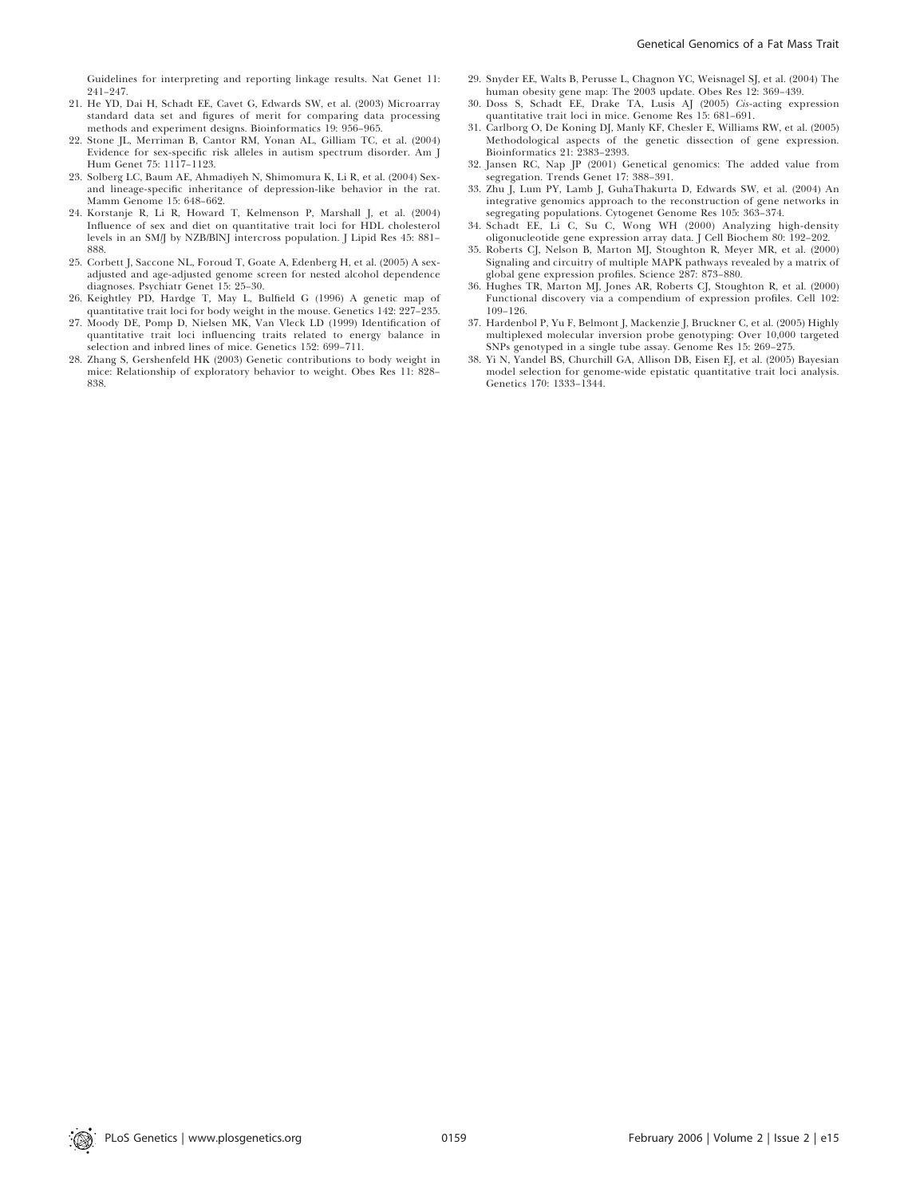Guidelines for interpreting and reporting linkage results. Nat Genet 11: 241–247.

21. He YD, Dai H, Schadt EE, Cavet G, Edwards SW, et al. (2003) Microarray standard data set and figures of merit for comparing data processing methods and experiment designs. Bioinformatics 19: 956–965.
22. Stone JL, Merriman B, Cantor RM, Yonan AL, Gilliam TC, et al. (2004) Evidence for sex-specific risk alleles in autism spectrum disorder. Am J Hum Genet 75: 1117–1123.
23. Solberg LC, Baum AE, Ahmadiyeh N, Shimomura K, Li R, et al. (2004) Sex- and lineage-specific inheritance of depression-like behavior in the rat. Mamm Genome 15: 648–662.
24. Korstanje R, Li R, Howard T, Kelmenson P, Marshall J, et al. (2004) Influence of sex and diet on quantitative trait loci for HDL cholesterol levels in an SM/J by NZB/BlNJ intercross population. J Lipid Res 45: 881–888.
25. Corbett J, Saccone NL, Foroud T, Goate A, Edenberg H, et al. (2005) A sex-adjusted and age-adjusted genome screen for nested alcohol dependence diagnoses. Psychiatr Genet 15: 25–30.
26. Keightley PD, Hardge T, May L, Bulfield G (1996) A genetic map of quantitative trait loci for body weight in the mouse. Genetics 142: 227–235.
27. Moody DE, Pomp D, Nielsen MK, Van Vleck LD (1999) Identification of quantitative trait loci influencing traits related to energy balance in selection and inbred lines of mice. Genetics 152: 699–711.
28. Zhang S, Gershenfeld HK (2003) Genetic contributions to body weight in mice: Relationship of exploratory behavior to weight. Obes Res 11: 828–838.
29. Snyder EE, Walts B, Perusse L, Chagnon YC, Weisnagel SJ, et al. (2004) The human obesity gene map: The 2003 update. Obes Res 12: 369–439.
30. Doss S, Schadt EE, Drake TA, Lusis AJ (2005) *Cis*-acting expression quantitative trait loci in mice. Genome Res 15: 681–691.
31. Carlborg O, De Koning DJ, Manly KF, Chesler E, Williams RW, et al. (2005) Methodological aspects of the genetic dissection of gene expression. Bioinformatics 21: 2383–2393.
32. Jansen RC, Nap JP (2001) Genetical genomics: The added value from segregation. Trends Genet 17: 388–391.
33. Zhu J, Lum PY, Lamb J, GuhaThakurta D, Edwards SW, et al. (2004) An integrative genomics approach to the reconstruction of gene networks in segregating populations. Cytogenet Genome Res 105: 363–374.
34. Schadt EE, Li C, Su C, Wong WH (2000) Analyzing high-density oligonucleotide gene expression array data. J Cell Biochem 80: 192–202.
35. Roberts CJ, Nelson B, Marton MJ, Stoughton R, Meyer MR, et al. (2000) Signaling and circuitry of multiple MAPK pathways revealed by a matrix of global gene expression profiles. Science 287: 873–880.
36. Hughes TR, Marton MJ, Jones AR, Roberts CJ, Stoughton R, et al. (2000) Functional discovery via a compendium of expression profiles. Cell 102: 109–126.
37. Hardenbol P, Yu F, Belmont J, Mackenzie J, Bruckner C, et al. (2005) Highly multiplexed molecular inversion probe genotyping: Over 10,000 targeted SNPs genotyped in a single tube assay. Genome Res 15: 269–275.
38. Yi N, Yandel BS, Churchill GA, Allison DB, Eisen EJ, et al. (2005) Bayesian model selection for genome-wide epistatic quantitative trait loci analysis. Genetics 170: 1333–1344.